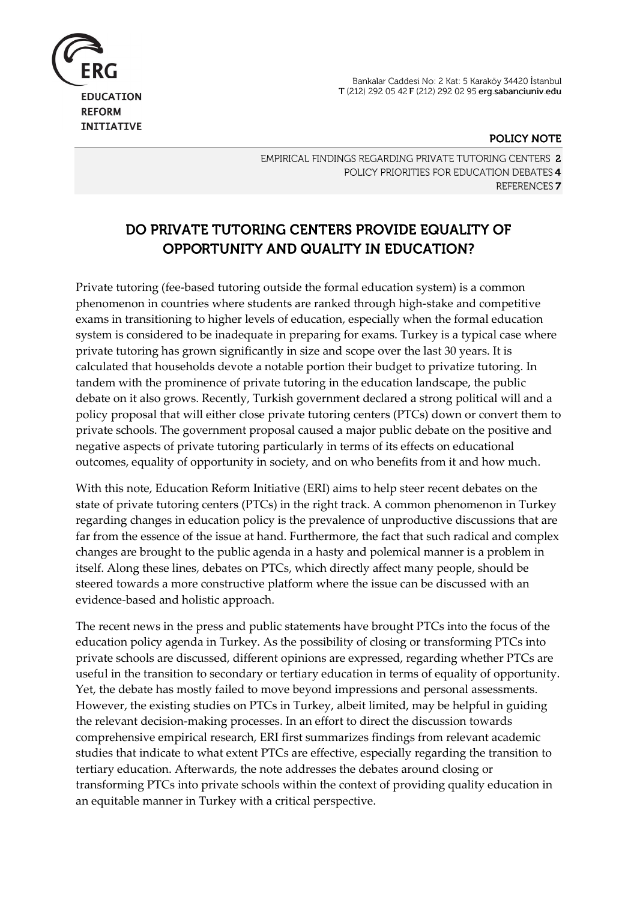ERG

EDUCATION REFORM INITIATIVE

Bankalar Caddesi No: 2 Kat: 5 Karaköy 34420 İstanbul
T (212) 292 05 42 F (212) 292 02 95 erg.sabanciuniv.edu

**POLICY NOTE**

EMPIRICAL FINDINGS REGARDING PRIVATE TUTORING CENTERS **2**
POLICY PRIORITIES FOR EDUCATION DEBATES **4**
REFERENCES **7**

# DO PRIVATE TUTORING CENTERS PROVIDE EQUALITY OF OPPORTUNITY AND QUALITY IN EDUCATION?

Private tutoring (fee-based tutoring outside the formal education system) is a common phenomenon in countries where students are ranked through high-stake and competitive exams in transitioning to higher levels of education, especially when the formal education system is considered to be inadequate in preparing for exams. Turkey is a typical case where private tutoring has grown significantly in size and scope over the last 30 years. It is calculated that households devote a notable portion their budget to privatize tutoring. In tandem with the prominence of private tutoring in the education landscape, the public debate on it also grows. Recently, Turkish government declared a strong political will and a policy proposal that will either close private tutoring centers (PTCs) down or convert them to private schools. The government proposal caused a major public debate on the positive and negative aspects of private tutoring particularly in terms of its effects on educational outcomes, equality of opportunity in society, and on who benefits from it and how much.

With this note, Education Reform Initiative (ERI) aims to help steer recent debates on the state of private tutoring centers (PTCs) in the right track. A common phenomenon in Turkey regarding changes in education policy is the prevalence of unproductive discussions that are far from the essence of the issue at hand. Furthermore, the fact that such radical and complex changes are brought to the public agenda in a hasty and polemical manner is a problem in itself. Along these lines, debates on PTCs, which directly affect many people, should be steered towards a more constructive platform where the issue can be discussed with an evidence-based and holistic approach.

The recent news in the press and public statements have brought PTCs into the focus of the education policy agenda in Turkey. As the possibility of closing or transforming PTCs into private schools are discussed, different opinions are expressed, regarding whether PTCs are useful in the transition to secondary or tertiary education in terms of equality of opportunity. Yet, the debate has mostly failed to move beyond impressions and personal assessments. However, the existing studies on PTCs in Turkey, albeit limited, may be helpful in guiding the relevant decision-making processes. In an effort to direct the discussion towards comprehensive empirical research, ERI first summarizes findings from relevant academic studies that indicate to what extent PTCs are effective, especially regarding the transition to tertiary education. Afterwards, the note addresses the debates around closing or transforming PTCs into private schools within the context of providing quality education in an equitable manner in Turkey with a critical perspective.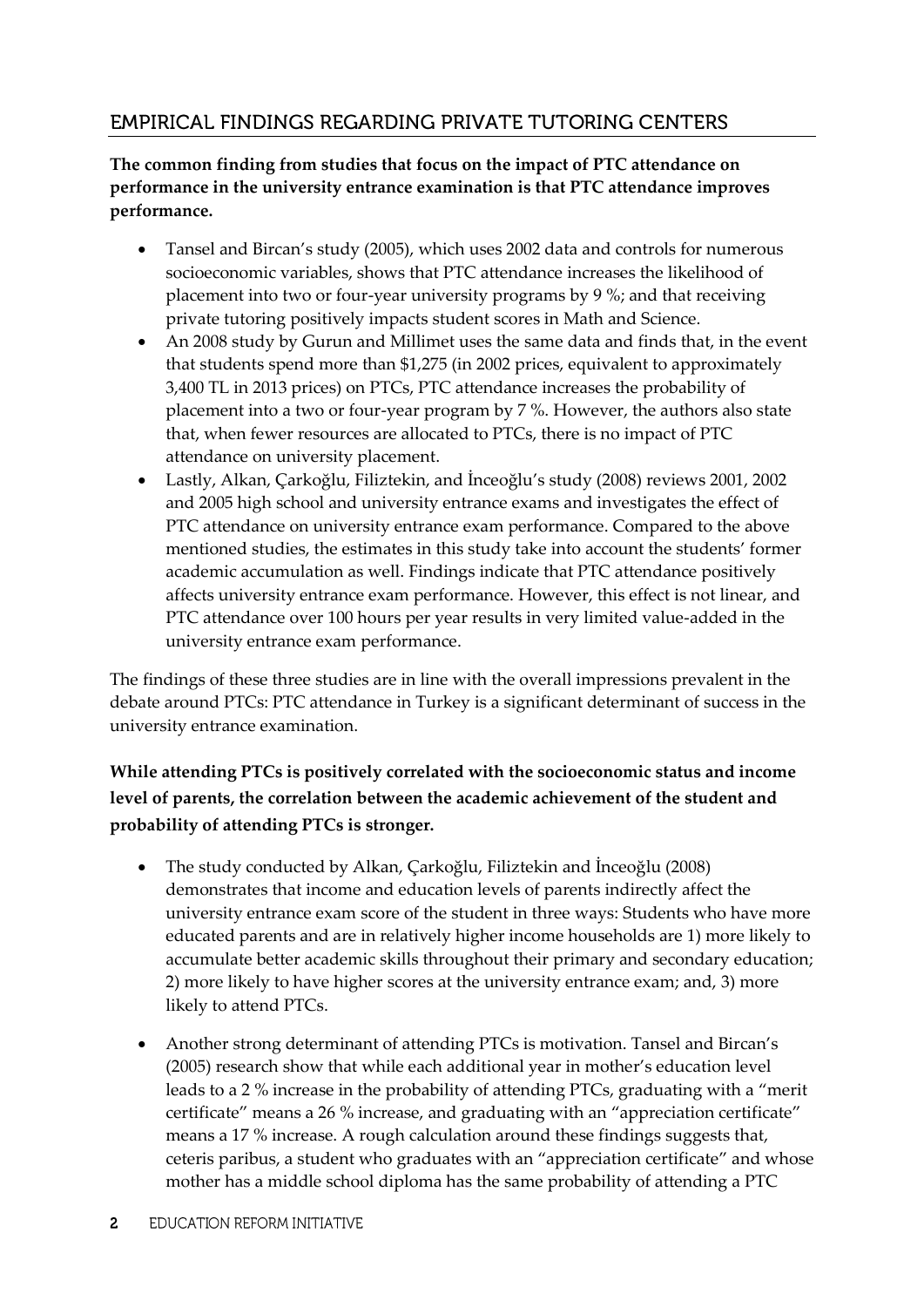## EMPIRICAL FINDINGS REGARDING PRIVATE TUTORING CENTERS

**The common finding from studies that focus on the impact of PTC attendance on performance in the university entrance examination is that PTC attendance improves performance.**

- Tansel and Bircan's study (2005), which uses 2002 data and controls for numerous socioeconomic variables, shows that PTC attendance increases the likelihood of placement into two or four-year university programs by 9 %; and that receiving private tutoring positively impacts student scores in Math and Science.
- An 2008 study by Gurun and Millimet uses the same data and finds that, in the event that students spend more than $1,275 (in 2002 prices, equivalent to approximately 3,400 TL in 2013 prices) on PTCs, PTC attendance increases the probability of placement into a two or four-year program by 7 %. However, the authors also state that, when fewer resources are allocated to PTCs, there is no impact of PTC attendance on university placement.
- Lastly, Alkan, Çarkoğlu, Filiztekin, and İnceoğlu's study (2008) reviews 2001, 2002 and 2005 high school and university entrance exams and investigates the effect of PTC attendance on university entrance exam performance. Compared to the above mentioned studies, the estimates in this study take into account the students' former academic accumulation as well. Findings indicate that PTC attendance positively affects university entrance exam performance. However, this effect is not linear, and PTC attendance over 100 hours per year results in very limited value-added in the university entrance exam performance.

The findings of these three studies are in line with the overall impressions prevalent in the debate around PTCs: PTC attendance in Turkey is a significant determinant of success in the university entrance examination.

**While attending PTCs is positively correlated with the socioeconomic status and income level of parents, the correlation between the academic achievement of the student and probability of attending PTCs is stronger.**

- The study conducted by Alkan, Çarkoğlu, Filiztekin and İnceoğlu (2008) demonstrates that income and education levels of parents indirectly affect the university entrance exam score of the student in three ways: Students who have more educated parents and are in relatively higher income households are 1) more likely to accumulate better academic skills throughout their primary and secondary education; 2) more likely to have higher scores at the university entrance exam; and, 3) more likely to attend PTCs.
- Another strong determinant of attending PTCs is motivation. Tansel and Bircan's (2005) research show that while each additional year in mother's education level leads to a 2 % increase in the probability of attending PTCs, graduating with a "merit certificate" means a 26 % increase, and graduating with an "appreciation certificate" means a 17 % increase. A rough calculation around these findings suggests that, ceteris paribus, a student who graduates with an "appreciation certificate" and whose mother has a middle school diploma has the same probability of attending a PTC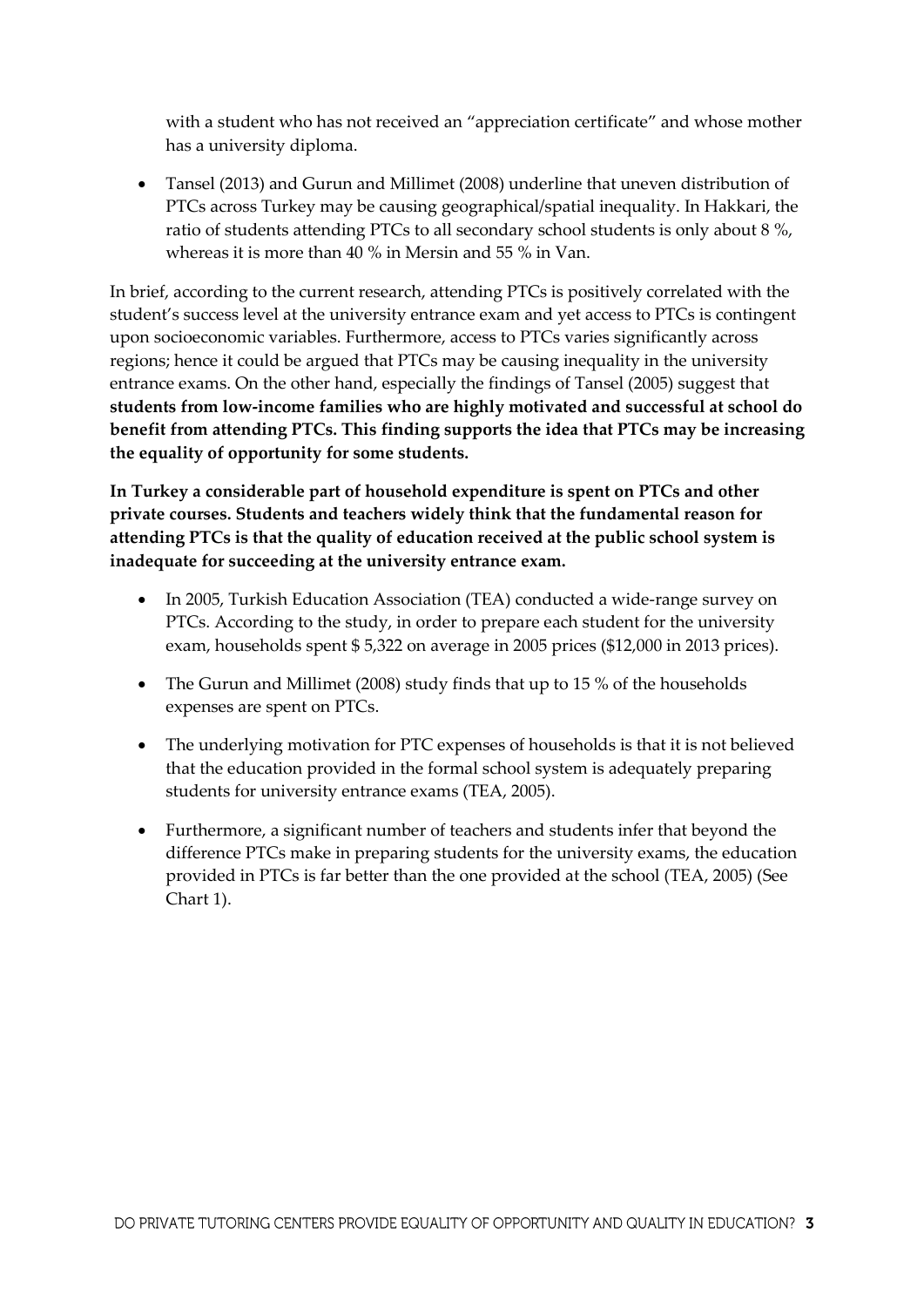with a student who has not received an "appreciation certificate" and whose mother has a university diploma.

- Tansel (2013) and Gurun and Millimet (2008) underline that uneven distribution of PTCs across Turkey may be causing geographical/spatial inequality. In Hakkari, the ratio of students attending PTCs to all secondary school students is only about 8 %, whereas it is more than 40 % in Mersin and 55 % in Van.

In brief, according to the current research, attending PTCs is positively correlated with the student's success level at the university entrance exam and yet access to PTCs is contingent upon socioeconomic variables. Furthermore, access to PTCs varies significantly across regions; hence it could be argued that PTCs may be causing inequality in the university entrance exams. On the other hand, especially the findings of Tansel (2005) suggest that **students from low-income families who are highly motivated and successful at school do benefit from attending PTCs. This finding supports the idea that PTCs may be increasing the equality of opportunity for some students.**

**In Turkey a considerable part of household expenditure is spent on PTCs and other private courses. Students and teachers widely think that the fundamental reason for attending PTCs is that the quality of education received at the public school system is inadequate for succeeding at the university entrance exam.**

- In 2005, Turkish Education Association (TEA) conducted a wide-range survey on PTCs. According to the study, in order to prepare each student for the university exam, households spent $ 5,322 on average in 2005 prices ($12,000 in 2013 prices).
- The Gurun and Millimet (2008) study finds that up to 15 % of the households expenses are spent on PTCs.
- The underlying motivation for PTC expenses of households is that it is not believed that the education provided in the formal school system is adequately preparing students for university entrance exams (TEA, 2005).
- Furthermore, a significant number of teachers and students infer that beyond the difference PTCs make in preparing students for the university exams, the education provided in PTCs is far better than the one provided at the school (TEA, 2005) (See Chart 1).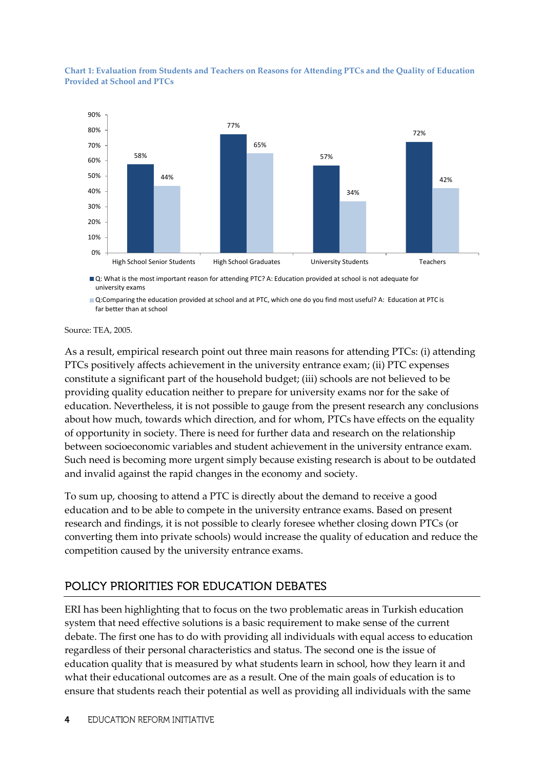**Chart 1: Evaluation from Students and Teachers on Reasons for Attending PTCs and the Quality of Education Provided at School and PTCs**

| | High School Senior Students | High School Graduates | University Students | Teachers |
|---|---|---|---|---|
| Q: What is the most important reason for attending PTC? A: Education provided at school is not adequate for university exams | 58% | 77% | 57% | 72% |
| Q: Comparing the education provided at school and at PTC, which one do you find most useful? A: Education at PTC is far better than at school | 44% | 65% | 34% | 42% |

Source: TEA, 2005.

As a result, empirical research point out three main reasons for attending PTCs: (i) attending PTCs positively affects achievement in the university entrance exam; (ii) PTC expenses constitute a significant part of the household budget; (iii) schools are not believed to be providing quality education neither to prepare for university exams nor for the sake of education. Nevertheless, it is not possible to gauge from the present research any conclusions about how much, towards which direction, and for whom, PTCs have effects on the equality of opportunity in society. There is need for further data and research on the relationship between socioeconomic variables and student achievement in the university entrance exam. Such need is becoming more urgent simply because existing research is about to be outdated and invalid against the rapid changes in the economy and society.

To sum up, choosing to attend a PTC is directly about the demand to receive a good education and to be able to compete in the university entrance exams. Based on present research and findings, it is not possible to clearly foresee whether closing down PTCs (or converting them into private schools) would increase the quality of education and reduce the competition caused by the university entrance exams.

## POLICY PRIORITIES FOR EDUCATION DEBATES

ERI has been highlighting that to focus on the two problematic areas in Turkish education system that need effective solutions is a basic requirement to make sense of the current debate. The first one has to do with providing all individuals with equal access to education regardless of their personal characteristics and status. The second one is the issue of education quality that is measured by what students learn in school, how they learn it and what their educational outcomes are as a result. One of the main goals of education is to ensure that students reach their potential as well as providing all individuals with the same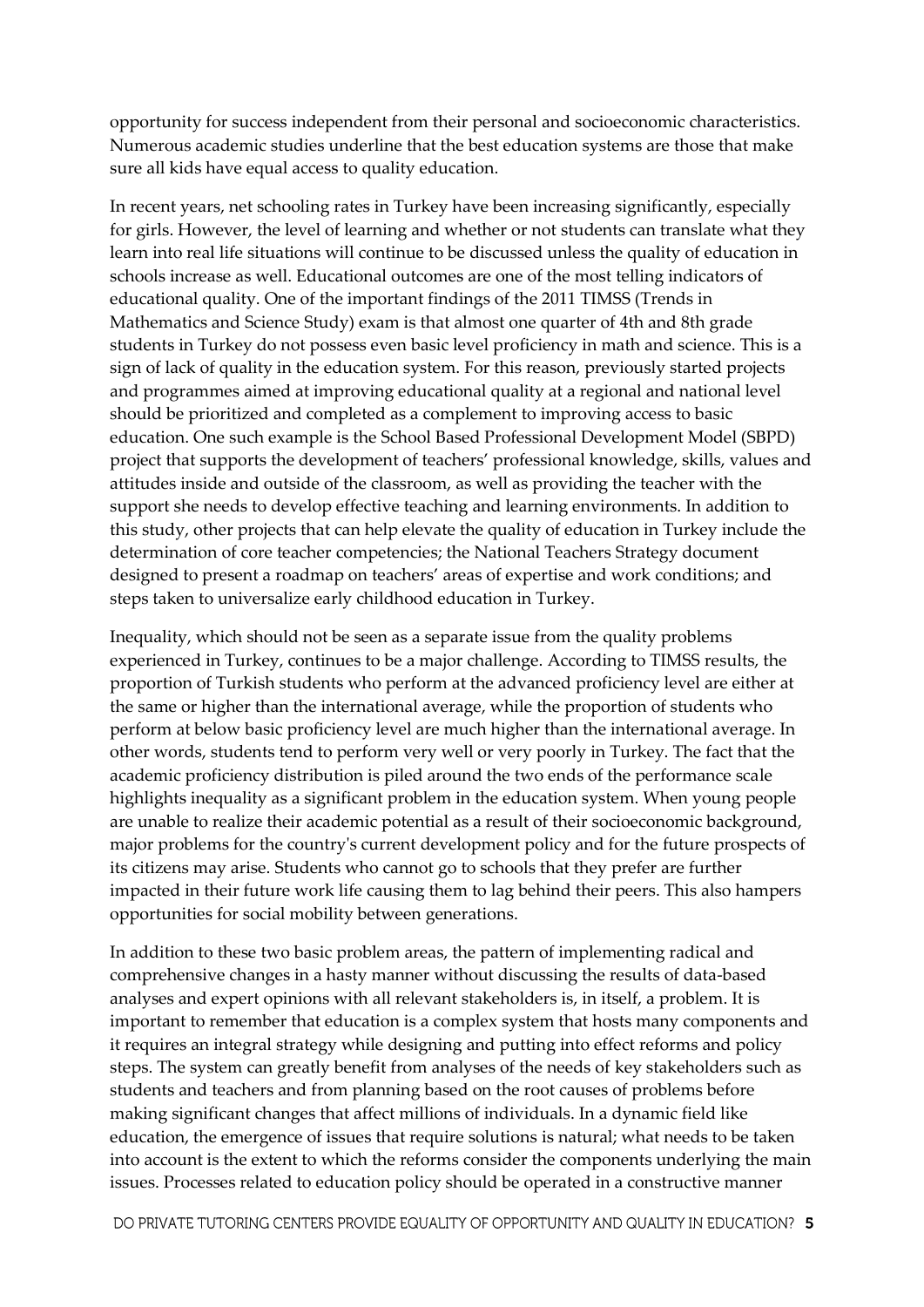opportunity for success independent from their personal and socioeconomic characteristics. Numerous academic studies underline that the best education systems are those that make sure all kids have equal access to quality education.

In recent years, net schooling rates in Turkey have been increasing significantly, especially for girls. However, the level of learning and whether or not students can translate what they learn into real life situations will continue to be discussed unless the quality of education in schools increase as well. Educational outcomes are one of the most telling indicators of educational quality. One of the important findings of the 2011 TIMSS (Trends in Mathematics and Science Study) exam is that almost one quarter of 4th and 8th grade students in Turkey do not possess even basic level proficiency in math and science. This is a sign of lack of quality in the education system. For this reason, previously started projects and programmes aimed at improving educational quality at a regional and national level should be prioritized and completed as a complement to improving access to basic education. One such example is the School Based Professional Development Model (SBPD) project that supports the development of teachers' professional knowledge, skills, values and attitudes inside and outside of the classroom, as well as providing the teacher with the support she needs to develop effective teaching and learning environments. In addition to this study, other projects that can help elevate the quality of education in Turkey include the determination of core teacher competencies; the National Teachers Strategy document designed to present a roadmap on teachers' areas of expertise and work conditions; and steps taken to universalize early childhood education in Turkey.

Inequality, which should not be seen as a separate issue from the quality problems experienced in Turkey, continues to be a major challenge. According to TIMSS results, the proportion of Turkish students who perform at the advanced proficiency level are either at the same or higher than the international average, while the proportion of students who perform at below basic proficiency level are much higher than the international average. In other words, students tend to perform very well or very poorly in Turkey. The fact that the academic proficiency distribution is piled around the two ends of the performance scale highlights inequality as a significant problem in the education system. When young people are unable to realize their academic potential as a result of their socioeconomic background, major problems for the country's current development policy and for the future prospects of its citizens may arise. Students who cannot go to schools that they prefer are further impacted in their future work life causing them to lag behind their peers. This also hampers opportunities for social mobility between generations.

In addition to these two basic problem areas, the pattern of implementing radical and comprehensive changes in a hasty manner without discussing the results of data-based analyses and expert opinions with all relevant stakeholders is, in itself, a problem. It is important to remember that education is a complex system that hosts many components and it requires an integral strategy while designing and putting into effect reforms and policy steps. The system can greatly benefit from analyses of the needs of key stakeholders such as students and teachers and from planning based on the root causes of problems before making significant changes that affect millions of individuals. In a dynamic field like education, the emergence of issues that require solutions is natural; what needs to be taken into account is the extent to which the reforms consider the components underlying the main issues. Processes related to education policy should be operated in a constructive manner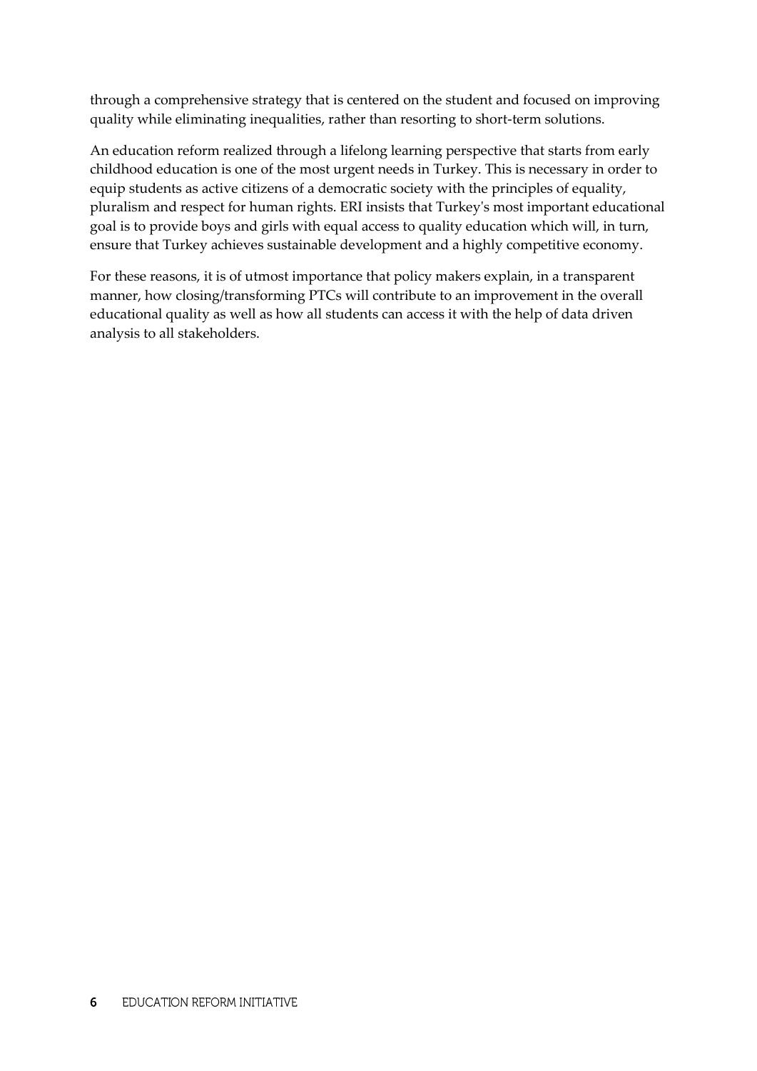through a comprehensive strategy that is centered on the student and focused on improving quality while eliminating inequalities, rather than resorting to short-term solutions.

An education reform realized through a lifelong learning perspective that starts from early childhood education is one of the most urgent needs in Turkey. This is necessary in order to equip students as active citizens of a democratic society with the principles of equality, pluralism and respect for human rights. ERI insists that Turkey's most important educational goal is to provide boys and girls with equal access to quality education which will, in turn, ensure that Turkey achieves sustainable development and a highly competitive economy.

For these reasons, it is of utmost importance that policy makers explain, in a transparent manner, how closing/transforming PTCs will contribute to an improvement in the overall educational quality as well as how all students can access it with the help of data driven analysis to all stakeholders.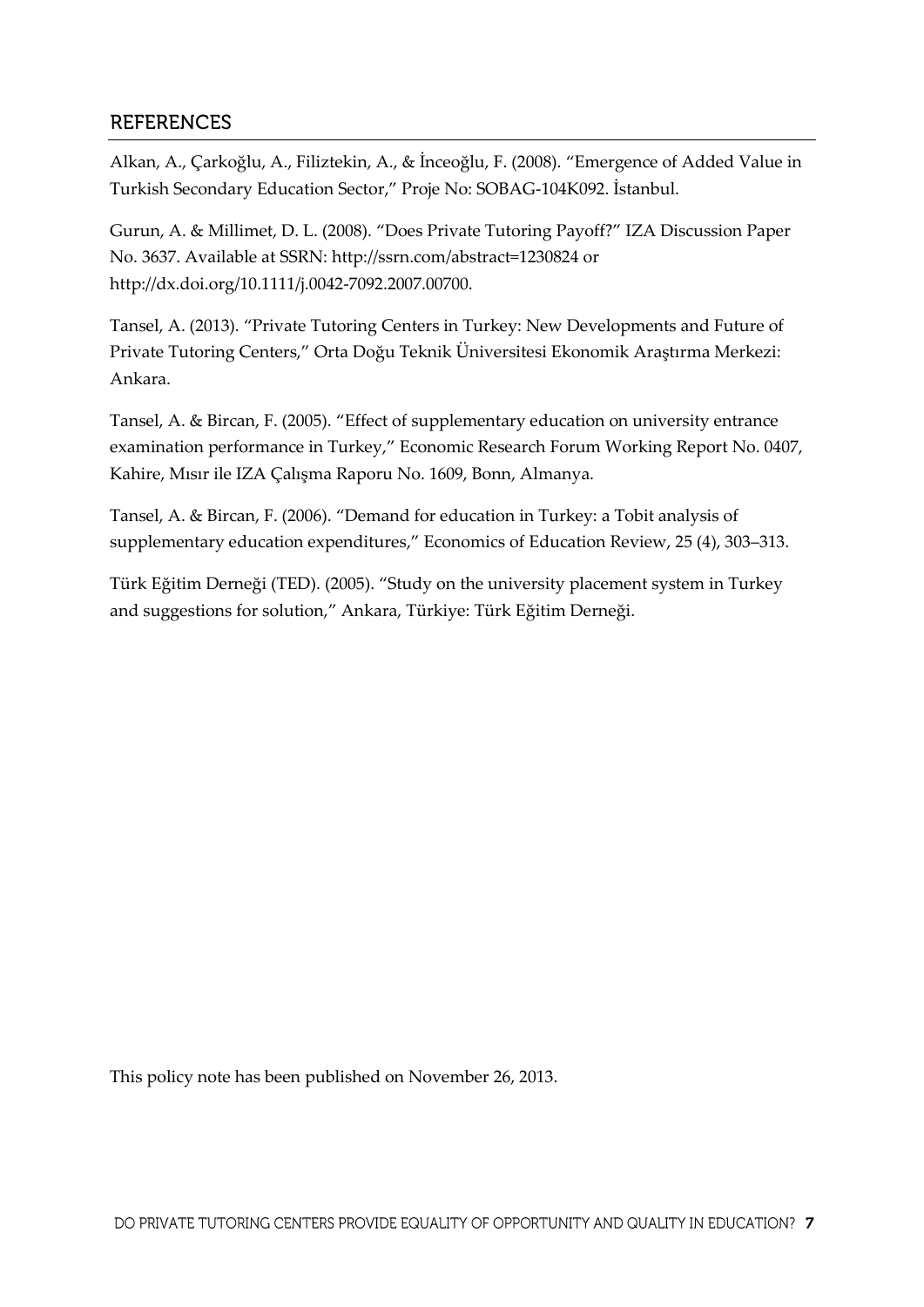## REFERENCES

Alkan, A., Çarkoğlu, A., Filiztekin, A., & İnceoğlu, F. (2008). "Emergence of Added Value in Turkish Secondary Education Sector," Proje No: SOBAG-104K092. İstanbul.

Gurun, A. & Millimet, D. L. (2008). "Does Private Tutoring Payoff?" IZA Discussion Paper No. 3637. Available at SSRN: http://ssrn.com/abstract=1230824 or http://dx.doi.org/10.1111/j.0042-7092.2007.00700.

Tansel, A. (2013). "Private Tutoring Centers in Turkey: New Developments and Future of Private Tutoring Centers," Orta Doğu Teknik Üniversitesi Ekonomik Araştırma Merkezi: Ankara.

Tansel, A. & Bircan, F. (2005). "Effect of supplementary education on university entrance examination performance in Turkey," Economic Research Forum Working Report No. 0407, Kahire, Mısır ile IZA Çalışma Raporu No. 1609, Bonn, Almanya.

Tansel, A. & Bircan, F. (2006). "Demand for education in Turkey: a Tobit analysis of supplementary education expenditures," Economics of Education Review, 25 (4), 303–313.

Türk Eğitim Derneği (TED). (2005). "Study on the university placement system in Turkey and suggestions for solution," Ankara, Türkiye: Türk Eğitim Derneği.

This policy note has been published on November 26, 2013.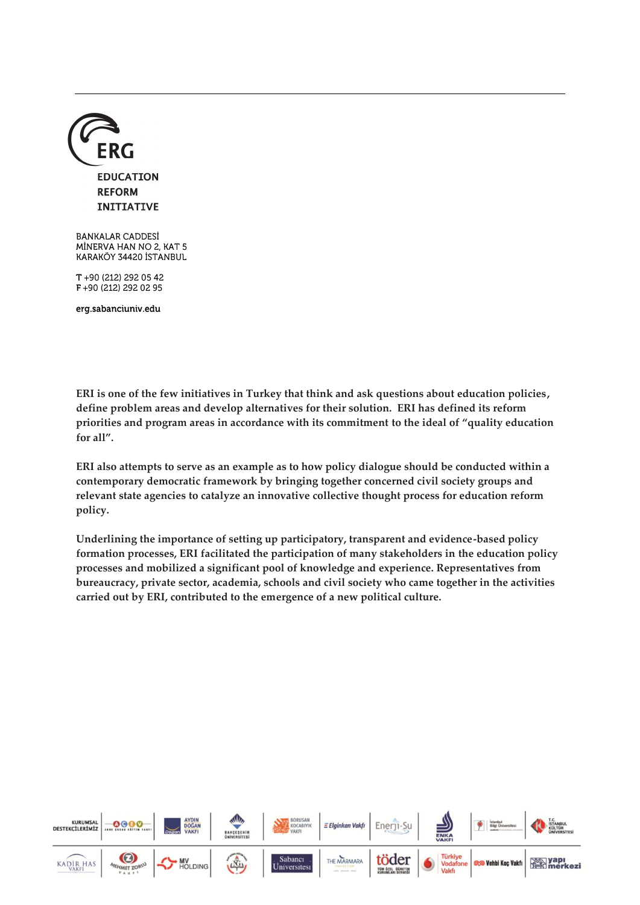ERG

EDUCATION
REFORM
INITIATIVE

BANKALAR CADDESİ
MİNERVA HAN NO 2, KAT 5
KARAKÖY 34420 İSTANBUL

**T** +90 (212) 292 05 42
**F** +90 (212) 292 02 95

erg.sabanciuniv.edu

**ERI is one of the few initiatives in Turkey that think and ask questions about education policies, define problem areas and develop alternatives for their solution. ERI has defined its reform priorities and program areas in accordance with its commitment to the ideal of "quality education for all".**

**ERI also attempts to serve as an example as to how policy dialogue should be conducted within a contemporary democratic framework by bringing together concerned civil society groups and relevant state agencies to catalyze an innovative collective thought process for education reform policy.**

**Underlining the importance of setting up participatory, transparent and evidence-based policy formation processes, ERI facilitated the participation of many stakeholders in the education policy processes and mobilized a significant pool of knowledge and experience. Representatives from bureaucracy, private sector, academia, schools and civil society who came together in the activities carried out by ERI, contributed to the emergence of a new political culture.**

KURUMSAL DESTEKÇİLERİMİZ

AÇEV – Aydın Doğan Vakfı – Bahçeşehir Üniversitesi – Borusan Kocabıyık Vakfı – Elginkan Vakfı – Enerji-Su – ENKA Vakfı – İstanbul Bilgi Üniversitesi – T.C. İstanbul Kültür Üniversitesi – Kadir Has Vakfı – Mehmet Zorlu Vakfı – MV Holding – Sabancı Üniversitesi – The Marmara – TÖDER Tüm Özel Öğretim Kurumları Derneği – Türkiye Vodafone Vakfı – Vehbi Koç Vakfı – Yapı Merkezi